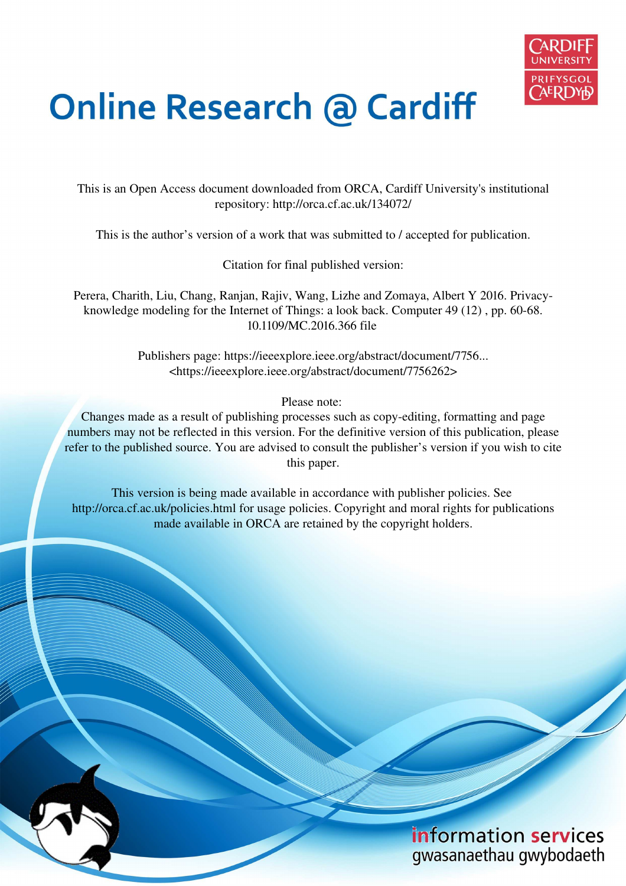# Online Research @ Cardiff

This is an Open Access document downloaded from ORCA, Cardiff University's institutional repository: http://orca.cf.ac.uk/134072/

This is the author's version of a work that was submitted to / accepted for publication.

Citation for final published version:

Perera, Charith, Liu, Chang, Ranjan, Rajiv, Wang, Lizhe and Zomaya, Albert Y 2016. Privacy-knowledge modeling for the Internet of Things: a look back. Computer 49 (12) , pp. 60-68. 10.1109/MC.2016.366 file

Publishers page: https://ieeexplore.ieee.org/abstract/document/7756... <https://ieeexplore.ieee.org/abstract/document/7756262>

Please note:
Changes made as a result of publishing processes such as copy-editing, formatting and page numbers may not be reflected in this version. For the definitive version of this publication, please refer to the published source. You are advised to consult the publisher's version if you wish to cite this paper.

This version is being made available in accordance with publisher policies. See http://orca.cf.ac.uk/policies.html for usage policies. Copyright and moral rights for publications made available in ORCA are retained by the copyright holders.

information services
gwasanaethau gwybodaeth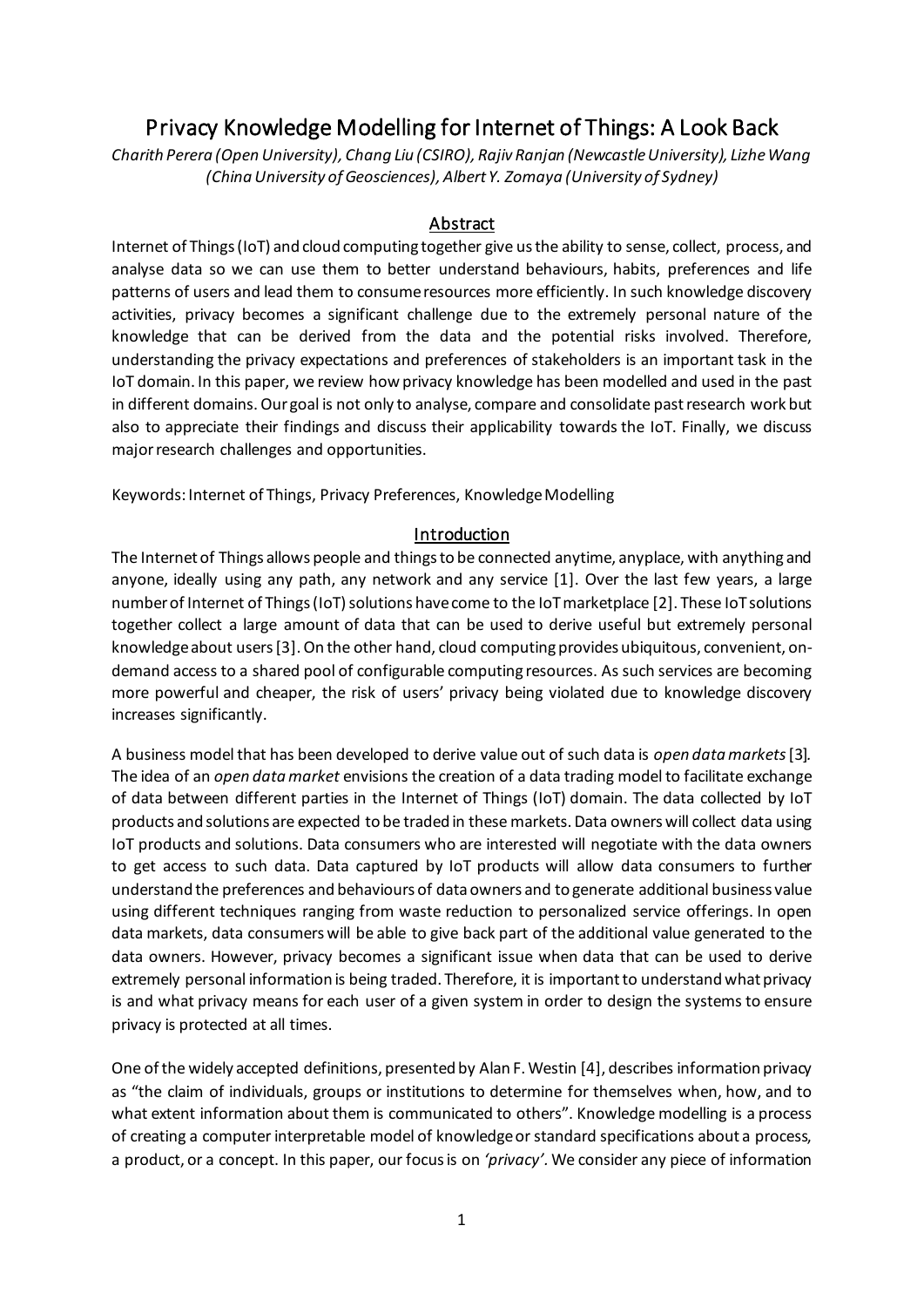# Privacy Knowledge Modelling for Internet of Things: A Look Back

*Charith Perera (Open University), Chang Liu (CSIRO), Rajiv Ranjan (Newcastle University), Lizhe Wang (China University of Geosciences), Albert Y. Zomaya (University of Sydney)*

## Abstract

Internet of Things (IoT) and cloud computing together give us the ability to sense, collect, process, and analyse data so we can use them to better understand behaviours, habits, preferences and life patterns of users and lead them to consume resources more efficiently. In such knowledge discovery activities, privacy becomes a significant challenge due to the extremely personal nature of the knowledge that can be derived from the data and the potential risks involved. Therefore, understanding the privacy expectations and preferences of stakeholders is an important task in the IoT domain. In this paper, we review how privacy knowledge has been modelled and used in the past in different domains. Our goal is not only to analyse, compare and consolidate past research work but also to appreciate their findings and discuss their applicability towards the IoT. Finally, we discuss major research challenges and opportunities.

Keywords: Internet of Things, Privacy Preferences, Knowledge Modelling

## Introduction

The Internet of Things allows people and things to be connected anytime, anyplace, with anything and anyone, ideally using any path, any network and any service [1]. Over the last few years, a large number of Internet of Things (IoT) solutions have come to the IoT marketplace [2]. These IoT solutions together collect a large amount of data that can be used to derive useful but extremely personal knowledge about users [3]. On the other hand, cloud computing provides ubiquitous, convenient, on-demand access to a shared pool of configurable computing resources. As such services are becoming more powerful and cheaper, the risk of users' privacy being violated due to knowledge discovery increases significantly.

A business model that has been developed to derive value out of such data is *open data markets* [3]. The idea of an *open data market* envisions the creation of a data trading model to facilitate exchange of data between different parties in the Internet of Things (IoT) domain. The data collected by IoT products and solutions are expected to be traded in these markets. Data owners will collect data using IoT products and solutions. Data consumers who are interested will negotiate with the data owners to get access to such data. Data captured by IoT products will allow data consumers to further understand the preferences and behaviours of data owners and to generate additional business value using different techniques ranging from waste reduction to personalized service offerings. In open data markets, data consumers will be able to give back part of the additional value generated to the data owners. However, privacy becomes a significant issue when data that can be used to derive extremely personal information is being traded. Therefore, it is important to understand what privacy is and what privacy means for each user of a given system in order to design the systems to ensure privacy is protected at all times.

One of the widely accepted definitions, presented by Alan F. Westin [4], describes information privacy as "the claim of individuals, groups or institutions to determine for themselves when, how, and to what extent information about them is communicated to others". Knowledge modelling is a process of creating a computer interpretable model of knowledge or standard specifications about a process, a product, or a concept. In this paper, our focus is on *'privacy'*. We consider any piece of information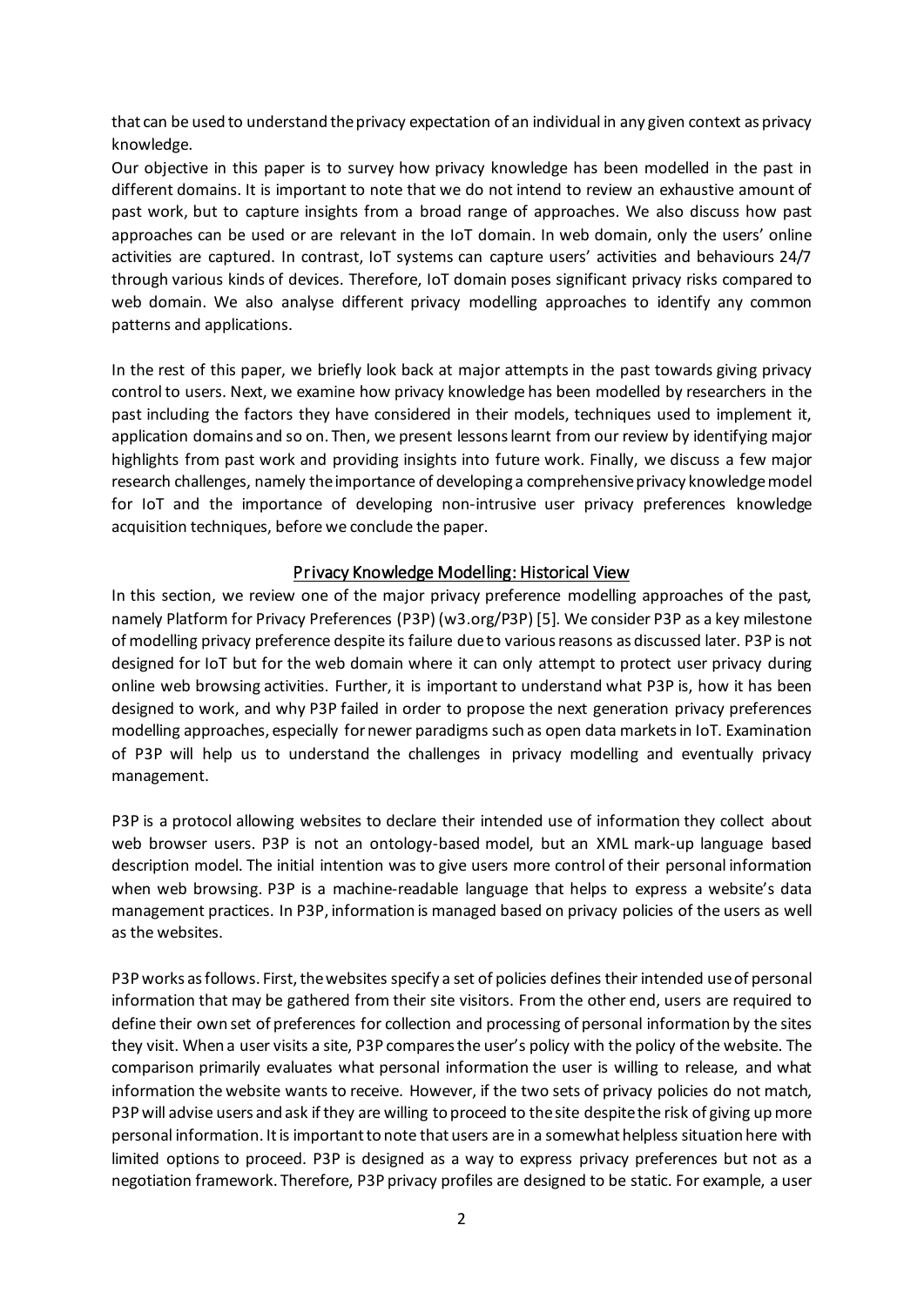that can be used to understand the privacy expectation of an individual in any given context as privacy knowledge.

Our objective in this paper is to survey how privacy knowledge has been modelled in the past in different domains. It is important to note that we do not intend to review an exhaustive amount of past work, but to capture insights from a broad range of approaches. We also discuss how past approaches can be used or are relevant in the IoT domain. In web domain, only the users' online activities are captured. In contrast, IoT systems can capture users' activities and behaviours 24/7 through various kinds of devices. Therefore, IoT domain poses significant privacy risks compared to web domain. We also analyse different privacy modelling approaches to identify any common patterns and applications.

In the rest of this paper, we briefly look back at major attempts in the past towards giving privacy control to users. Next, we examine how privacy knowledge has been modelled by researchers in the past including the factors they have considered in their models, techniques used to implement it, application domains and so on. Then, we present lessons learnt from our review by identifying major highlights from past work and providing insights into future work. Finally, we discuss a few major research challenges, namely the importance of developing a comprehensive privacy knowledge model for IoT and the importance of developing non-intrusive user privacy preferences knowledge acquisition techniques, before we conclude the paper.

## Privacy Knowledge Modelling: Historical View

In this section, we review one of the major privacy preference modelling approaches of the past, namely Platform for Privacy Preferences (P3P) (w3.org/P3P) [5]. We consider P3P as a key milestone of modelling privacy preference despite its failure due to various reasons as discussed later. P3P is not designed for IoT but for the web domain where it can only attempt to protect user privacy during online web browsing activities. Further, it is important to understand what P3P is, how it has been designed to work, and why P3P failed in order to propose the next generation privacy preferences modelling approaches, especially for newer paradigms such as open data markets in IoT. Examination of P3P will help us to understand the challenges in privacy modelling and eventually privacy management.

P3P is a protocol allowing websites to declare their intended use of information they collect about web browser users. P3P is not an ontology-based model, but an XML mark-up language based description model. The initial intention was to give users more control of their personal information when web browsing. P3P is a machine-readable language that helps to express a website's data management practices. In P3P, information is managed based on privacy policies of the users as well as the websites.

P3P works as follows. First, the websites specify a set of policies defines their intended use of personal information that may be gathered from their site visitors. From the other end, users are required to define their own set of preferences for collection and processing of personal information by the sites they visit. When a user visits a site, P3P compares the user's policy with the policy of the website. The comparison primarily evaluates what personal information the user is willing to release, and what information the website wants to receive. However, if the two sets of privacy policies do not match, P3P will advise users and ask if they are willing to proceed to the site despite the risk of giving up more personal information. It is important to note that users are in a somewhat helpless situation here with limited options to proceed. P3P is designed as a way to express privacy preferences but not as a negotiation framework. Therefore, P3P privacy profiles are designed to be static. For example, a user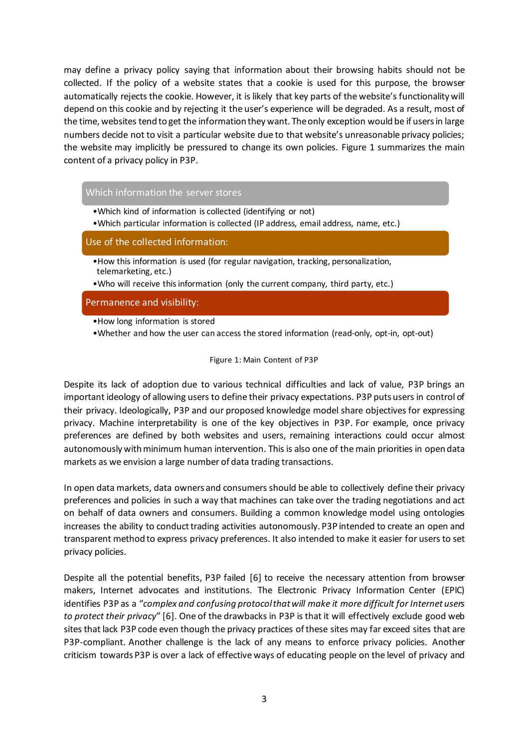may define a privacy policy saying that information about their browsing habits should not be collected. If the policy of a website states that a cookie is used for this purpose, the browser automatically rejects the cookie. However, it is likely that key parts of the website's functionality will depend on this cookie and by rejecting it the user's experience will be degraded. As a result, most of the time, websites tend to get the information they want. The only exception would be if users in large numbers decide not to visit a particular website due to that website's unreasonable privacy policies; the website may implicitly be pressured to change its own policies. Figure 1 summarizes the main content of a privacy policy in P3P.

**Which information the server stores**

- Which kind of information is collected (identifying or not)
- Which particular information is collected (IP address, email address, name, etc.)

**Use of the collected information:**

- How this information is used (for regular navigation, tracking, personalization, telemarketing, etc.)
- Who will receive this information (only the current company, third party, etc.)

**Permanence and visibility:**

- How long information is stored
- Whether and how the user can access the stored information (read-only, opt-in, opt-out)

Figure 1: Main Content of P3P

Despite its lack of adoption due to various technical difficulties and lack of value, P3P brings an important ideology of allowing users to define their privacy expectations. P3P puts users in control of their privacy. Ideologically, P3P and our proposed knowledge model share objectives for expressing privacy. Machine interpretability is one of the key objectives in P3P. For example, once privacy preferences are defined by both websites and users, remaining interactions could occur almost autonomously with minimum human intervention. This is also one of the main priorities in open data markets as we envision a large number of data trading transactions.

In open data markets, data owners and consumers should be able to collectively define their privacy preferences and policies in such a way that machines can take over the trading negotiations and act on behalf of data owners and consumers. Building a common knowledge model using ontologies increases the ability to conduct trading activities autonomously. P3P intended to create an open and transparent method to express privacy preferences. It also intended to make it easier for users to set privacy policies.

Despite all the potential benefits, P3P failed [6] to receive the necessary attention from browser makers, Internet advocates and institutions. The Electronic Privacy Information Center (EPIC) identifies P3P as a "*complex and confusing protocol that will make it more difficult for Internet users to protect their privacy*" [6]. One of the drawbacks in P3P is that it will effectively exclude good web sites that lack P3P code even though the privacy practices of these sites may far exceed sites that are P3P-compliant. Another challenge is the lack of any means to enforce privacy policies. Another criticism towards P3P is over a lack of effective ways of educating people on the level of privacy and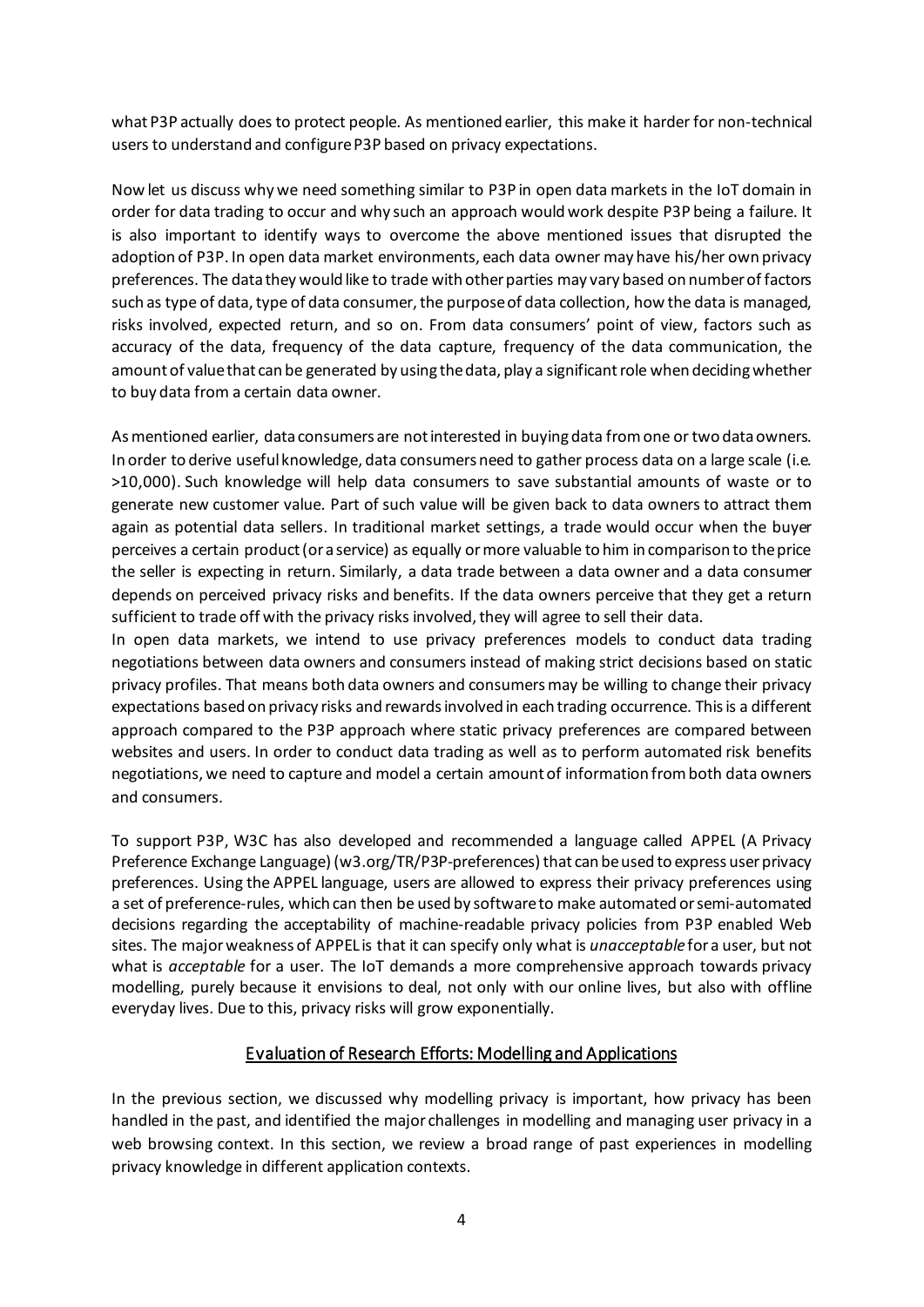what P3P actually does to protect people. As mentioned earlier, this make it harder for non-technical users to understand and configure P3P based on privacy expectations.

Now let us discuss why we need something similar to P3P in open data markets in the IoT domain in order for data trading to occur and why such an approach would work despite P3P being a failure. It is also important to identify ways to overcome the above mentioned issues that disrupted the adoption of P3P. In open data market environments, each data owner may have his/her own privacy preferences. The data they would like to trade with other parties may vary based on number of factors such as type of data, type of data consumer, the purpose of data collection, how the data is managed, risks involved, expected return, and so on. From data consumers' point of view, factors such as accuracy of the data, frequency of the data capture, frequency of the data communication, the amount of value that can be generated by using the data, play a significant role when deciding whether to buy data from a certain data owner.

As mentioned earlier, data consumers are not interested in buying data from one or two data owners. In order to derive useful knowledge, data consumers need to gather process data on a large scale (i.e. >10,000). Such knowledge will help data consumers to save substantial amounts of waste or to generate new customer value. Part of such value will be given back to data owners to attract them again as potential data sellers. In traditional market settings, a trade would occur when the buyer perceives a certain product (or a service) as equally or more valuable to him in comparison to the price the seller is expecting in return. Similarly, a data trade between a data owner and a data consumer depends on perceived privacy risks and benefits. If the data owners perceive that they get a return sufficient to trade off with the privacy risks involved, they will agree to sell their data.

In open data markets, we intend to use privacy preferences models to conduct data trading negotiations between data owners and consumers instead of making strict decisions based on static privacy profiles. That means both data owners and consumers may be willing to change their privacy expectations based on privacy risks and rewards involved in each trading occurrence. This is a different approach compared to the P3P approach where static privacy preferences are compared between websites and users. In order to conduct data trading as well as to perform automated risk benefits negotiations, we need to capture and model a certain amount of information from both data owners and consumers.

To support P3P, W3C has also developed and recommended a language called APPEL (A Privacy Preference Exchange Language) (w3.org/TR/P3P-preferences) that can be used to express user privacy preferences. Using the APPEL language, users are allowed to express their privacy preferences using a set of preference-rules, which can then be used by software to make automated or semi-automated decisions regarding the acceptability of machine-readable privacy policies from P3P enabled Web sites. The major weakness of APPEL is that it can specify only what is *unacceptable* for a user, but not what is *acceptable* for a user. The IoT demands a more comprehensive approach towards privacy modelling, purely because it envisions to deal, not only with our online lives, but also with offline everyday lives. Due to this, privacy risks will grow exponentially.

## Evaluation of Research Efforts: Modelling and Applications

In the previous section, we discussed why modelling privacy is important, how privacy has been handled in the past, and identified the major challenges in modelling and managing user privacy in a web browsing context. In this section, we review a broad range of past experiences in modelling privacy knowledge in different application contexts.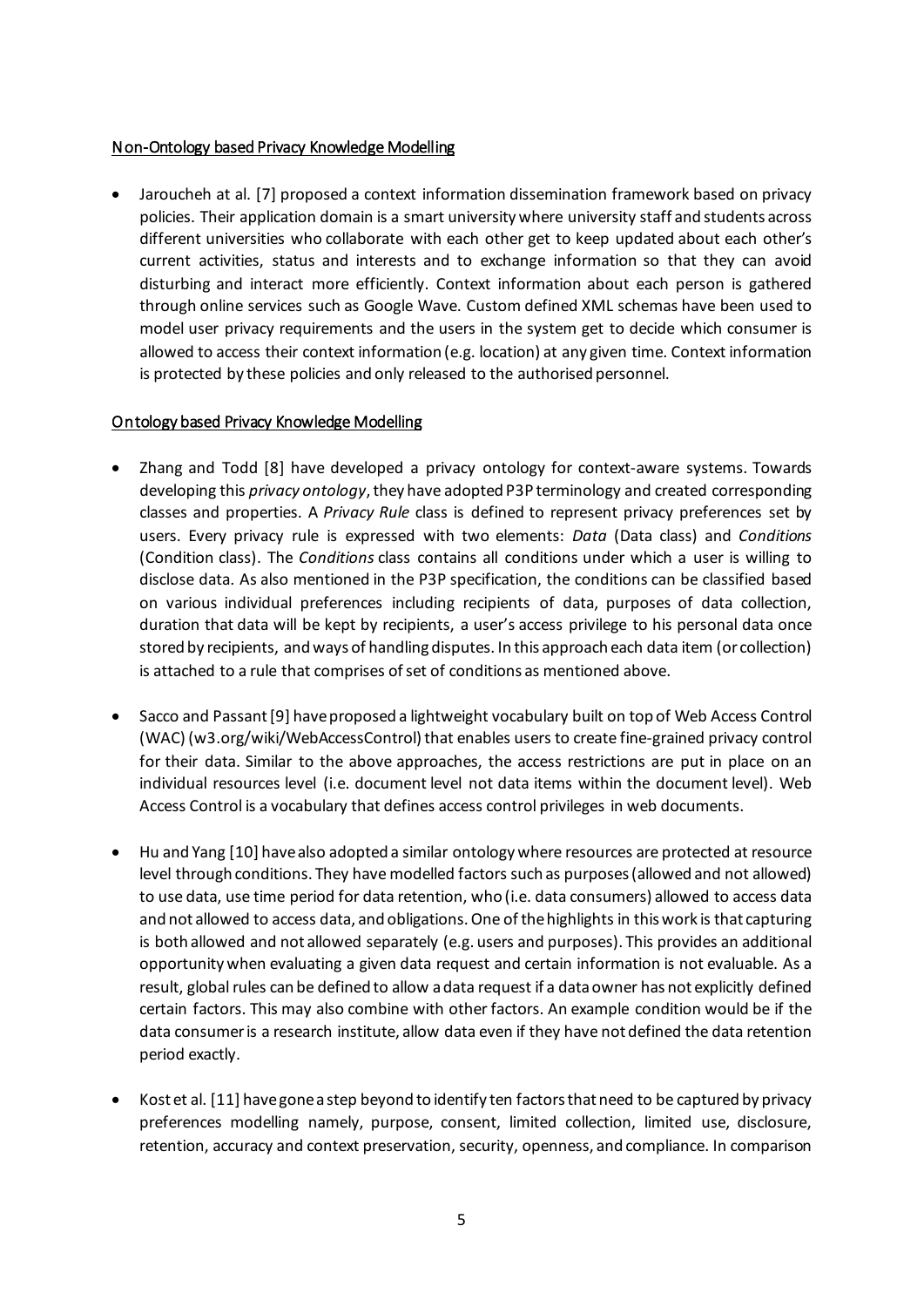Non-Ontology based Privacy Knowledge Modelling

- Jaroucheh at al. [7] proposed a context information dissemination framework based on privacy policies. Their application domain is a smart university where university staff and students across different universities who collaborate with each other get to keep updated about each other's current activities, status and interests and to exchange information so that they can avoid disturbing and interact more efficiently. Context information about each person is gathered through online services such as Google Wave. Custom defined XML schemas have been used to model user privacy requirements and the users in the system get to decide which consumer is allowed to access their context information (e.g. location) at any given time. Context information is protected by these policies and only released to the authorised personnel.

Ontology based Privacy Knowledge Modelling

- Zhang and Todd [8] have developed a privacy ontology for context-aware systems. Towards developing this *privacy ontology*, they have adopted P3P terminology and created corresponding classes and properties. A *Privacy Rule* class is defined to represent privacy preferences set by users. Every privacy rule is expressed with two elements: *Data* (Data class) and *Conditions* (Condition class). The *Conditions* class contains all conditions under which a user is willing to disclose data. As also mentioned in the P3P specification, the conditions can be classified based on various individual preferences including recipients of data, purposes of data collection, duration that data will be kept by recipients, a user's access privilege to his personal data once stored by recipients, and ways of handling disputes. In this approach each data item (or collection) is attached to a rule that comprises of set of conditions as mentioned above.

- Sacco and Passant [9] have proposed a lightweight vocabulary built on top of Web Access Control (WAC) (w3.org/wiki/WebAccessControl) that enables users to create fine-grained privacy control for their data. Similar to the above approaches, the access restrictions are put in place on an individual resources level (i.e. document level not data items within the document level). Web Access Control is a vocabulary that defines access control privileges in web documents.

- Hu and Yang [10] have also adopted a similar ontology where resources are protected at resource level through conditions. They have modelled factors such as purposes (allowed and not allowed) to use data, use time period for data retention, who (i.e. data consumers) allowed to access data and not allowed to access data, and obligations. One of the highlights in this work is that capturing is both allowed and not allowed separately (e.g. users and purposes). This provides an additional opportunity when evaluating a given data request and certain information is not evaluable. As a result, global rules can be defined to allow a data request if a data owner has not explicitly defined certain factors. This may also combine with other factors. An example condition would be if the data consumer is a research institute, allow data even if they have not defined the data retention period exactly.

- Kost et al. [11] have gone a step beyond to identify ten factors that need to be captured by privacy preferences modelling namely, purpose, consent, limited collection, limited use, disclosure, retention, accuracy and context preservation, security, openness, and compliance. In comparison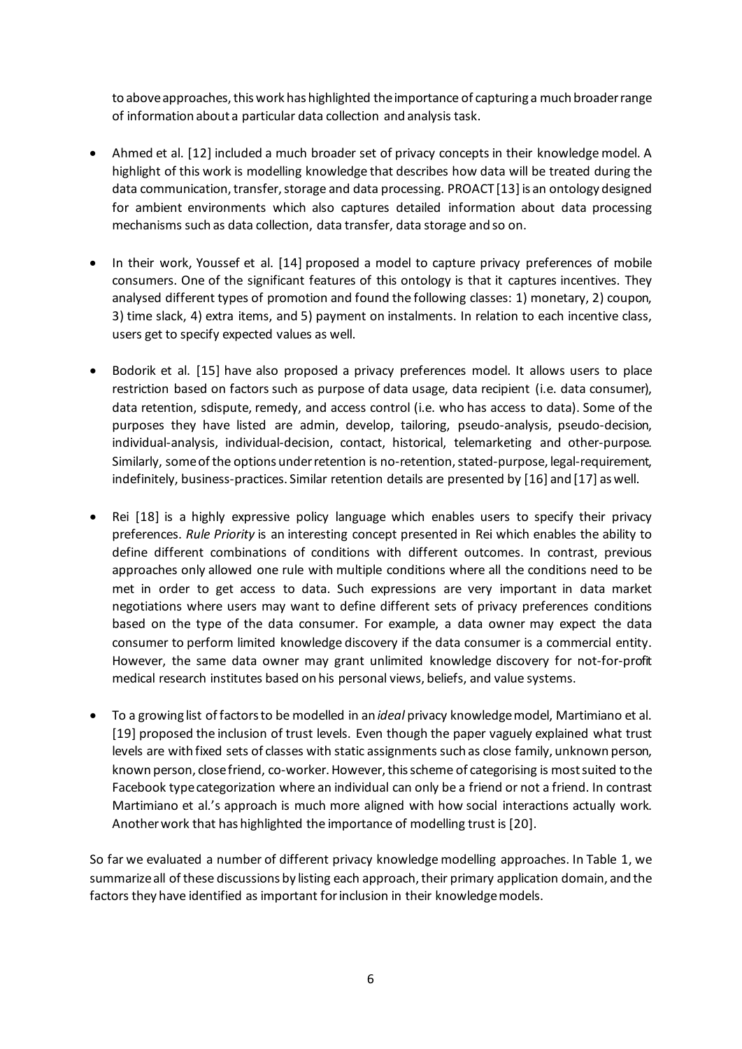to above approaches, this work has highlighted the importance of capturing a much broader range of information about a particular data collection and analysis task.

- Ahmed et al. [12] included a much broader set of privacy concepts in their knowledge model. A highlight of this work is modelling knowledge that describes how data will be treated during the data communication, transfer, storage and data processing. PROACT [13] is an ontology designed for ambient environments which also captures detailed information about data processing mechanisms such as data collection, data transfer, data storage and so on.

- In their work, Youssef et al. [14] proposed a model to capture privacy preferences of mobile consumers. One of the significant features of this ontology is that it captures incentives. They analysed different types of promotion and found the following classes: 1) monetary, 2) coupon, 3) time slack, 4) extra items, and 5) payment on instalments. In relation to each incentive class, users get to specify expected values as well.

- Bodorik et al. [15] have also proposed a privacy preferences model. It allows users to place restriction based on factors such as purpose of data usage, data recipient (i.e. data consumer), data retention, sdispute, remedy, and access control (i.e. who has access to data). Some of the purposes they have listed are admin, develop, tailoring, pseudo-analysis, pseudo-decision, individual-analysis, individual-decision, contact, historical, telemarketing and other-purpose. Similarly, some of the options under retention is no-retention, stated-purpose, legal-requirement, indefinitely, business-practices. Similar retention details are presented by [16] and [17] as well.

- Rei [18] is a highly expressive policy language which enables users to specify their privacy preferences. *Rule Priority* is an interesting concept presented in Rei which enables the ability to define different combinations of conditions with different outcomes. In contrast, previous approaches only allowed one rule with multiple conditions where all the conditions need to be met in order to get access to data. Such expressions are very important in data market negotiations where users may want to define different sets of privacy preferences conditions based on the type of the data consumer. For example, a data owner may expect the data consumer to perform limited knowledge discovery if the data consumer is a commercial entity. However, the same data owner may grant unlimited knowledge discovery for not-for-profit medical research institutes based on his personal views, beliefs, and value systems.

- To a growing list of factors to be modelled in an *ideal* privacy knowledge model, Martimiano et al. [19] proposed the inclusion of trust levels. Even though the paper vaguely explained what trust levels are with fixed sets of classes with static assignments such as close family, unknown person, known person, close friend, co-worker. However, this scheme of categorising is most suited to the Facebook type categorization where an individual can only be a friend or not a friend. In contrast Martimiano et al.'s approach is much more aligned with how social interactions actually work. Another work that has highlighted the importance of modelling trust is [20].

So far we evaluated a number of different privacy knowledge modelling approaches. In Table 1, we summarize all of these discussions by listing each approach, their primary application domain, and the factors they have identified as important for inclusion in their knowledge models.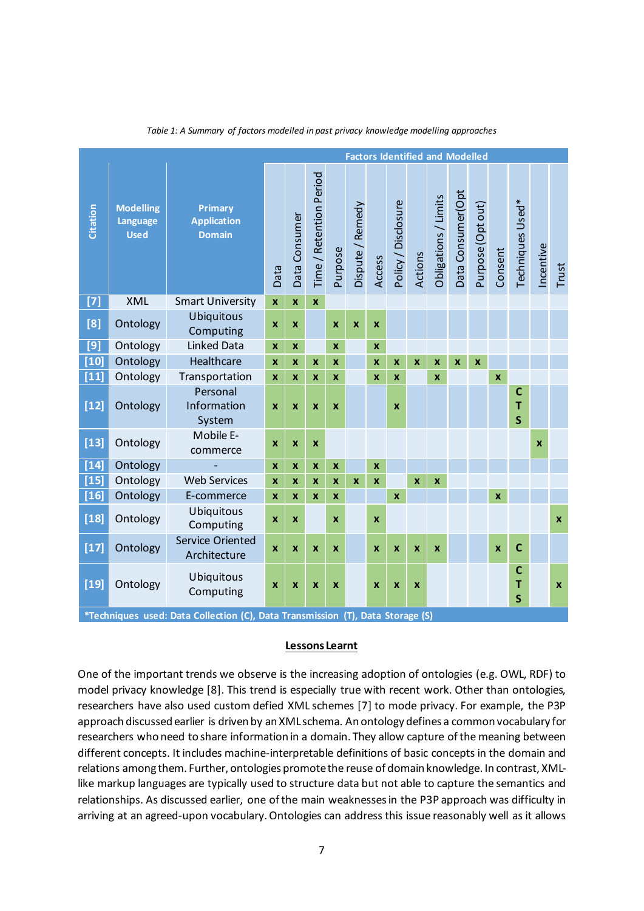*Table 1: A Summary of factors modelled in past privacy knowledge modelling approaches*

| Citation | Modelling Language Used | Primary Application Domain | Factors Identified and Modelled | | | | | | | | | | | | | | |
|---|---|---|---|---|---|---|---|---|---|---|---|---|---|---|---|---|---|
| | | | Data | Data Consumer | Time / Retention Period | Purpose | Dispute / Remedy | Access | Policy / Disclosure | Actions | Obligations / Limits | Data Consumer(Opt | Purpose(Opt out) | Consent | Techniques Used* | Incentive | Trust |
| [7] | XML | Smart University | x | x | x | | | | | | | | | | | | |
| [8] | Ontology | Ubiquitous Computing | x | x | | x | x | x | | | | | | | | | |
| [9] | Ontology | Linked Data | x | x | | x | | x | | | | | | | | | |
| [10] | Ontology | Healthcare | x | x | x | x | | x | x | x | x | x | x | | | | |
| [11] | Ontology | Transportation | x | x | x | x | | x | x | | x | | | x | | | |
| [12] | Ontology | Personal Information System | x | x | x | x | | | x | | | | | | C T S | | |
| [13] | Ontology | Mobile E-commerce | x | x | x | | | | | | | | | | | x | |
| [14] | Ontology | - | x | x | x | x | | x | | | | | | | | | |
| [15] | Ontology | Web Services | x | x | x | x | x | x | | x | x | | | | | | |
| [16] | Ontology | E-commerce | x | x | x | x | | | x | | | | | x | | | |
| [18] | Ontology | Ubiquitous Computing | x | x | | x | | x | | | | | | | | | x |
| [17] | Ontology | Service Oriented Architecture | x | x | x | x | | x | x | x | x | | | x | C | | |
| [19] | Ontology | Ubiquitous Computing | x | x | x | x | | x | x | x | | | | | C T S | | x |

*Techniques used: Data Collection (C), Data Transmission (T), Data Storage (S)

**Lessons Learnt**

One of the important trends we observe is the increasing adoption of ontologies (e.g. OWL, RDF) to model privacy knowledge [8]. This trend is especially true with recent work. Other than ontologies, researchers have also used custom defied XML schemes [7] to mode privacy. For example, the P3P approach discussed earlier is driven by an XML schema. An ontology defines a common vocabulary for researchers who need to share information in a domain. They allow capture of the meaning between different concepts. It includes machine-interpretable definitions of basic concepts in the domain and relations among them. Further, ontologies promote the reuse of domain knowledge. In contrast, XML-like markup languages are typically used to structure data but not able to capture the semantics and relationships. As discussed earlier, one of the main weaknesses in the P3P approach was difficulty in arriving at an agreed-upon vocabulary. Ontologies can address this issue reasonably well as it allows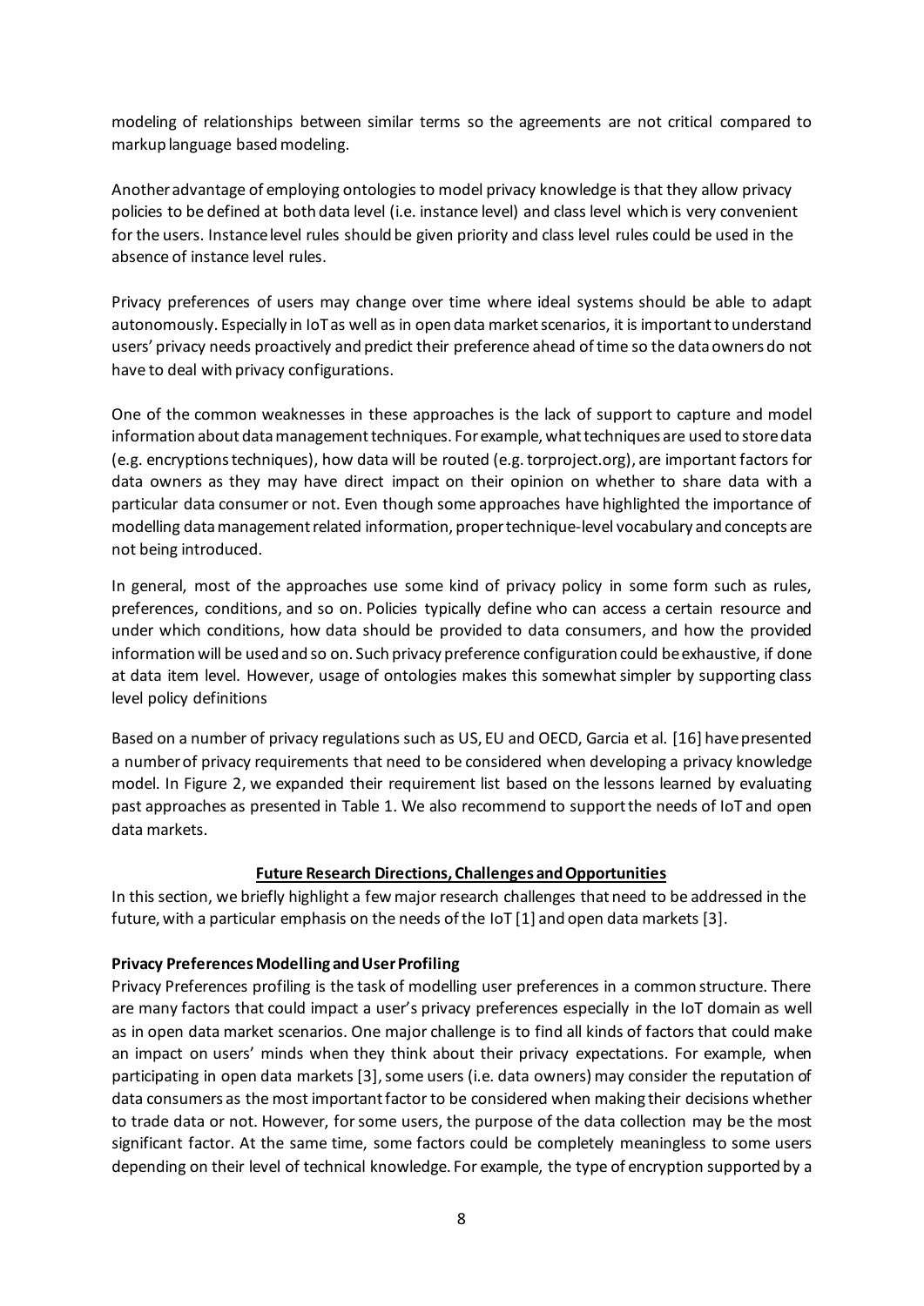modeling of relationships between similar terms so the agreements are not critical compared to markup language based modeling.

Another advantage of employing ontologies to model privacy knowledge is that they allow privacy policies to be defined at both data level (i.e. instance level) and class level which is very convenient for the users. Instance level rules should be given priority and class level rules could be used in the absence of instance level rules.

Privacy preferences of users may change over time where ideal systems should be able to adapt autonomously. Especially in IoT as well as in open data market scenarios, it is important to understand users' privacy needs proactively and predict their preference ahead of time so the data owners do not have to deal with privacy configurations.

One of the common weaknesses in these approaches is the lack of support to capture and model information about data management techniques. For example, what techniques are used to store data (e.g. encryptions techniques), how data will be routed (e.g. torproject.org), are important factors for data owners as they may have direct impact on their opinion on whether to share data with a particular data consumer or not. Even though some approaches have highlighted the importance of modelling data management related information, proper technique-level vocabulary and concepts are not being introduced.

In general, most of the approaches use some kind of privacy policy in some form such as rules, preferences, conditions, and so on. Policies typically define who can access a certain resource and under which conditions, how data should be provided to data consumers, and how the provided information will be used and so on. Such privacy preference configuration could be exhaustive, if done at data item level. However, usage of ontologies makes this somewhat simpler by supporting class level policy definitions

Based on a number of privacy regulations such as US, EU and OECD, Garcia et al. [16] have presented a number of privacy requirements that need to be considered when developing a privacy knowledge model. In Figure 2, we expanded their requirement list based on the lessons learned by evaluating past approaches as presented in Table 1. We also recommend to support the needs of IoT and open data markets.

## Future Research Directions, Challenges and Opportunities

In this section, we briefly highlight a few major research challenges that need to be addressed in the future, with a particular emphasis on the needs of the IoT [1] and open data markets [3].

### Privacy Preferences Modelling and User Profiling

Privacy Preferences profiling is the task of modelling user preferences in a common structure. There are many factors that could impact a user's privacy preferences especially in the IoT domain as well as in open data market scenarios. One major challenge is to find all kinds of factors that could make an impact on users' minds when they think about their privacy expectations. For example, when participating in open data markets [3], some users (i.e. data owners) may consider the reputation of data consumers as the most important factor to be considered when making their decisions whether to trade data or not. However, for some users, the purpose of the data collection may be the most significant factor. At the same time, some factors could be completely meaningless to some users depending on their level of technical knowledge. For example, the type of encryption supported by a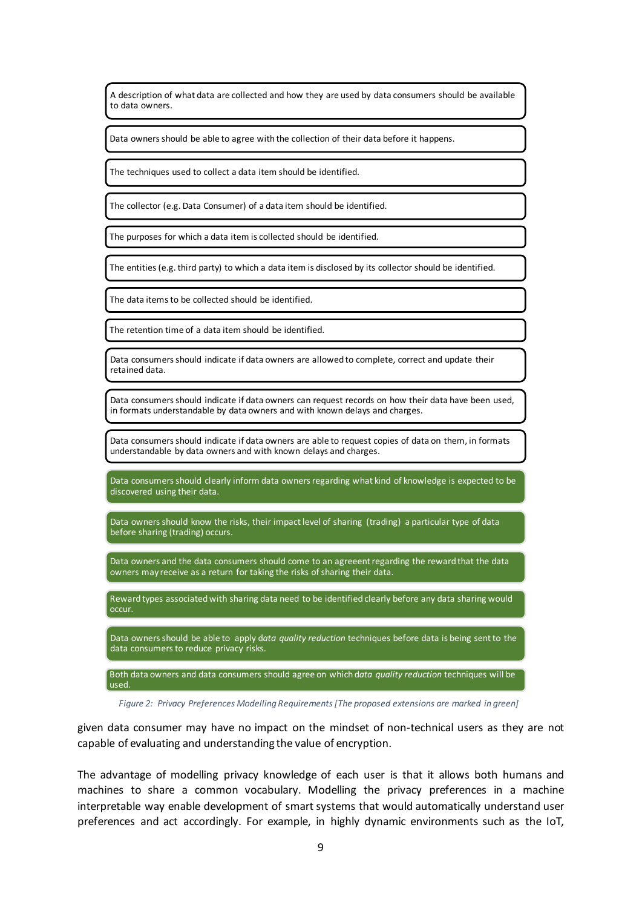A description of what data are collected and how they are used by data consumers should be available to data owners.

Data owners should be able to agree with the collection of their data before it happens.

The techniques used to collect a data item should be identified.

The collector (e.g. Data Consumer) of a data item should be identified.

The purposes for which a data item is collected should be identified.

The entities (e.g. third party) to which a data item is disclosed by its collector should be identified.

The data items to be collected should be identified.

The retention time of a data item should be identified.

Data consumers should indicate if data owners are allowed to complete, correct and update their retained data.

Data consumers should indicate if data owners can request records on how their data have been used, in formats understandable by data owners and with known delays and charges.

Data consumers should indicate if data owners are able to request copies of data on them, in formats understandable by data owners and with known delays and charges.

Data consumers should clearly inform data owners regarding what kind of knowledge is expected to be discovered using their data.

Data owners should know the risks, their impact level of sharing (trading) a particular type of data before sharing (trading) occurs.

Data owners and the data consumers should come to an agreeent regarding the reward that the data owners may receive as a return for taking the risks of sharing their data.

Reward types associated with sharing data need to be identified clearly before any data sharing would occur.

Data owners should be able to apply *data quality reduction* techniques before data is being sent to the data consumers to reduce privacy risks.

Both data owners and data consumers should agree on which *data quality reduction* techniques will be used.

*Figure 2: Privacy Preferences Modelling Requirements [The proposed extensions are marked in green]*

given data consumer may have no impact on the mindset of non-technical users as they are not capable of evaluating and understanding the value of encryption.

The advantage of modelling privacy knowledge of each user is that it allows both humans and machines to share a common vocabulary. Modelling the privacy preferences in a machine interpretable way enable development of smart systems that would automatically understand user preferences and act accordingly. For example, in highly dynamic environments such as the IoT,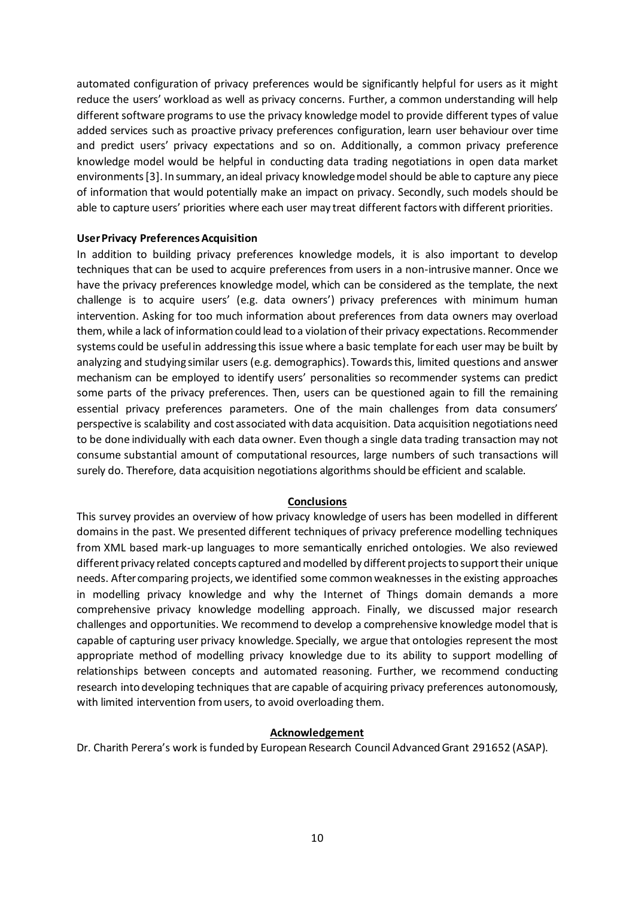automated configuration of privacy preferences would be significantly helpful for users as it might reduce the users' workload as well as privacy concerns. Further, a common understanding will help different software programs to use the privacy knowledge model to provide different types of value added services such as proactive privacy preferences configuration, learn user behaviour over time and predict users' privacy expectations and so on. Additionally, a common privacy preference knowledge model would be helpful in conducting data trading negotiations in open data market environments [3]. In summary, an ideal privacy knowledge model should be able to capture any piece of information that would potentially make an impact on privacy. Secondly, such models should be able to capture users' priorities where each user may treat different factors with different priorities.

**User Privacy Preferences Acquisition**

In addition to building privacy preferences knowledge models, it is also important to develop techniques that can be used to acquire preferences from users in a non-intrusive manner. Once we have the privacy preferences knowledge model, which can be considered as the template, the next challenge is to acquire users' (e.g. data owners') privacy preferences with minimum human intervention. Asking for too much information about preferences from data owners may overload them, while a lack of information could lead to a violation of their privacy expectations. Recommender systems could be useful in addressing this issue where a basic template for each user may be built by analyzing and studying similar users (e.g. demographics). Towards this, limited questions and answer mechanism can be employed to identify users' personalities so recommender systems can predict some parts of the privacy preferences. Then, users can be questioned again to fill the remaining essential privacy preferences parameters. One of the main challenges from data consumers' perspective is scalability and cost associated with data acquisition. Data acquisition negotiations need to be done individually with each data owner. Even though a single data trading transaction may not consume substantial amount of computational resources, large numbers of such transactions will surely do. Therefore, data acquisition negotiations algorithms should be efficient and scalable.

## Conclusions

This survey provides an overview of how privacy knowledge of users has been modelled in different domains in the past. We presented different techniques of privacy preference modelling techniques from XML based mark-up languages to more semantically enriched ontologies. We also reviewed different privacy related concepts captured and modelled by different projects to support their unique needs. After comparing projects, we identified some common weaknesses in the existing approaches in modelling privacy knowledge and why the Internet of Things domain demands a more comprehensive privacy knowledge modelling approach. Finally, we discussed major research challenges and opportunities. We recommend to develop a comprehensive knowledge model that is capable of capturing user privacy knowledge. Specially, we argue that ontologies represent the most appropriate method of modelling privacy knowledge due to its ability to support modelling of relationships between concepts and automated reasoning. Further, we recommend conducting research into developing techniques that are capable of acquiring privacy preferences autonomously, with limited intervention from users, to avoid overloading them.

## Acknowledgement

Dr. Charith Perera's work is funded by European Research Council Advanced Grant 291652 (ASAP).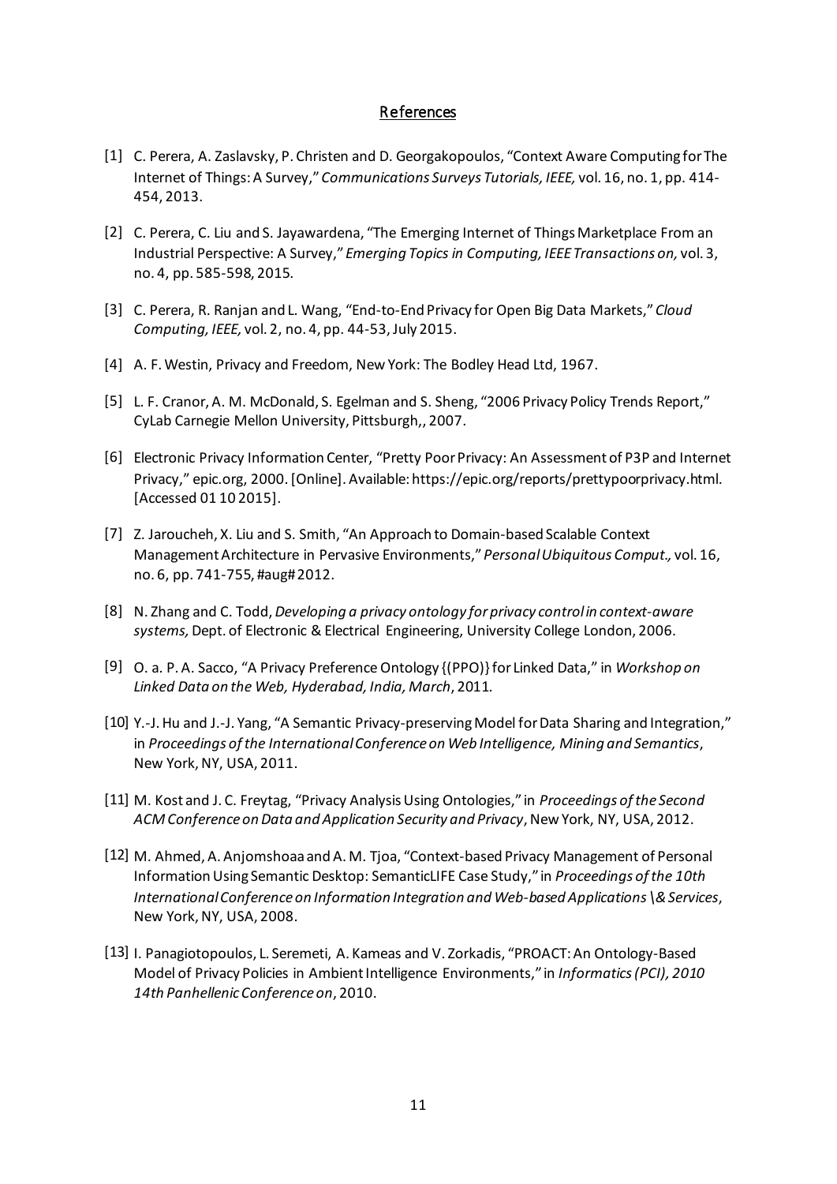## References

[1] C. Perera, A. Zaslavsky, P. Christen and D. Georgakopoulos, "Context Aware Computing for The Internet of Things: A Survey," *Communications Surveys Tutorials, IEEE,* vol. 16, no. 1, pp. 414-454, 2013.

[2] C. Perera, C. Liu and S. Jayawardena, "The Emerging Internet of Things Marketplace From an Industrial Perspective: A Survey," *Emerging Topics in Computing, IEEE Transactions on,* vol. 3, no. 4, pp. 585-598, 2015.

[3] C. Perera, R. Ranjan and L. Wang, "End-to-End Privacy for Open Big Data Markets," *Cloud Computing, IEEE,* vol. 2, no. 4, pp. 44-53, July 2015.

[4] A. F. Westin, Privacy and Freedom, New York: The Bodley Head Ltd, 1967.

[5] L. F. Cranor, A. M. McDonald, S. Egelman and S. Sheng, "2006 Privacy Policy Trends Report," CyLab Carnegie Mellon University, Pittsburgh,, 2007.

[6] Electronic Privacy Information Center, "Pretty Poor Privacy: An Assessment of P3P and Internet Privacy," epic.org, 2000. [Online]. Available: https://epic.org/reports/prettypoorprivacy.html. [Accessed 01 10 2015].

[7] Z. Jaroucheh, X. Liu and S. Smith, "An Approach to Domain-based Scalable Context Management Architecture in Pervasive Environments," *Personal Ubiquitous Comput.,* vol. 16, no. 6, pp. 741-755, #aug# 2012.

[8] N. Zhang and C. Todd, *Developing a privacy ontology for privacy control in context-aware systems,* Dept. of Electronic & Electrical Engineering, University College London, 2006.

[9] O. a. P. A. Sacco, "A Privacy Preference Ontology {(PPO)} for Linked Data," in *Workshop on Linked Data on the Web, Hyderabad, India, March*, 2011.

[10] Y.-J. Hu and J.-J. Yang, "A Semantic Privacy-preserving Model for Data Sharing and Integration," in *Proceedings of the International Conference on Web Intelligence, Mining and Semantics*, New York, NY, USA, 2011.

[11] M. Kost and J. C. Freytag, "Privacy Analysis Using Ontologies," in *Proceedings of the Second ACM Conference on Data and Application Security and Privacy*, New York, NY, USA, 2012.

[12] M. Ahmed, A. Anjomshoaa and A. M. Tjoa, "Context-based Privacy Management of Personal Information Using Semantic Desktop: SemanticLIFE Case Study," in *Proceedings of the 10th International Conference on Information Integration and Web-based Applications \& Services*, New York, NY, USA, 2008.

[13] I. Panagiotopoulos, L. Seremeti, A. Kameas and V. Zorkadis, "PROACT: An Ontology-Based Model of Privacy Policies in Ambient Intelligence Environments," in *Informatics (PCI), 2010 14th Panhellenic Conference on*, 2010.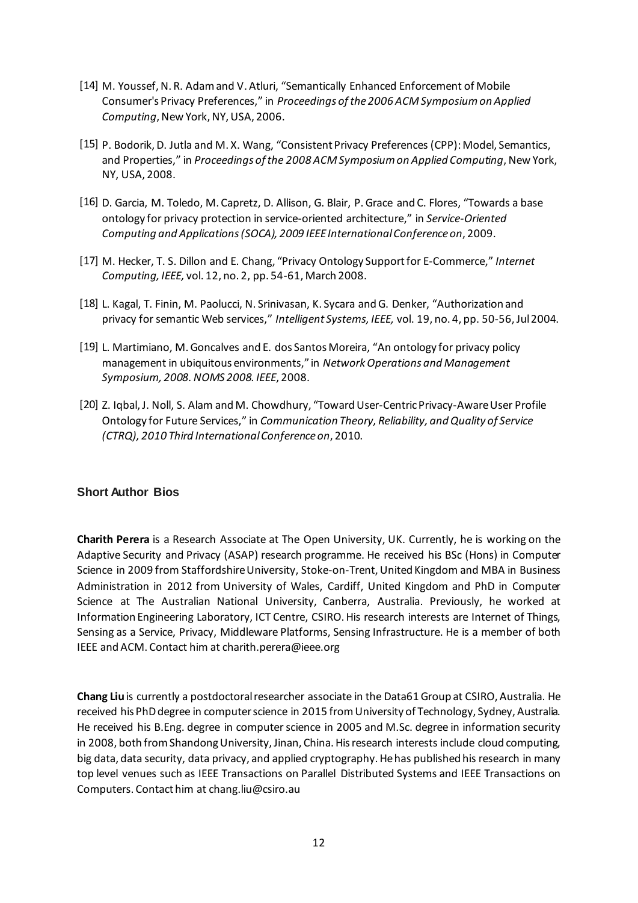[14] M. Youssef, N. R. Adam and V. Atluri, "Semantically Enhanced Enforcement of Mobile Consumer's Privacy Preferences," in *Proceedings of the 2006 ACM Symposium on Applied Computing*, New York, NY, USA, 2006.

[15] P. Bodorik, D. Jutla and M. X. Wang, "Consistent Privacy Preferences (CPP): Model, Semantics, and Properties," in *Proceedings of the 2008 ACM Symposium on Applied Computing*, New York, NY, USA, 2008.

[16] D. Garcia, M. Toledo, M. Capretz, D. Allison, G. Blair, P. Grace and C. Flores, "Towards a base ontology for privacy protection in service-oriented architecture," in *Service-Oriented Computing and Applications (SOCA), 2009 IEEE International Conference on*, 2009.

[17] M. Hecker, T. S. Dillon and E. Chang, "Privacy Ontology Support for E-Commerce," *Internet Computing, IEEE,* vol. 12, no. 2, pp. 54-61, March 2008.

[18] L. Kagal, T. Finin, M. Paolucci, N. Srinivasan, K. Sycara and G. Denker, "Authorization and privacy for semantic Web services," *Intelligent Systems, IEEE,* vol. 19, no. 4, pp. 50-56, Jul 2004.

[19] L. Martimiano, M. Goncalves and E. dos Santos Moreira, "An ontology for privacy policy management in ubiquitous environments," in *Network Operations and Management Symposium, 2008. NOMS 2008. IEEE*, 2008.

[20] Z. Iqbal, J. Noll, S. Alam and M. Chowdhury, "Toward User-Centric Privacy-Aware User Profile Ontology for Future Services," in *Communication Theory, Reliability, and Quality of Service (CTRQ), 2010 Third International Conference on*, 2010.

## Short Author Bios

**Charith Perera** is a Research Associate at The Open University, UK. Currently, he is working on the Adaptive Security and Privacy (ASAP) research programme. He received his BSc (Hons) in Computer Science in 2009 from Staffordshire University, Stoke-on-Trent, United Kingdom and MBA in Business Administration in 2012 from University of Wales, Cardiff, United Kingdom and PhD in Computer Science at The Australian National University, Canberra, Australia. Previously, he worked at Information Engineering Laboratory, ICT Centre, CSIRO. His research interests are Internet of Things, Sensing as a Service, Privacy, Middleware Platforms, Sensing Infrastructure. He is a member of both IEEE and ACM. Contact him at charith.perera@ieee.org

**Chang Liu** is currently a postdoctoral researcher associate in the Data61 Group at CSIRO, Australia. He received his PhD degree in computer science in 2015 from University of Technology, Sydney, Australia. He received his B.Eng. degree in computer science in 2005 and M.Sc. degree in information security in 2008, both from Shandong University, Jinan, China. His research interests include cloud computing, big data, data security, data privacy, and applied cryptography. He has published his research in many top level venues such as IEEE Transactions on Parallel Distributed Systems and IEEE Transactions on Computers. Contact him at chang.liu@csiro.au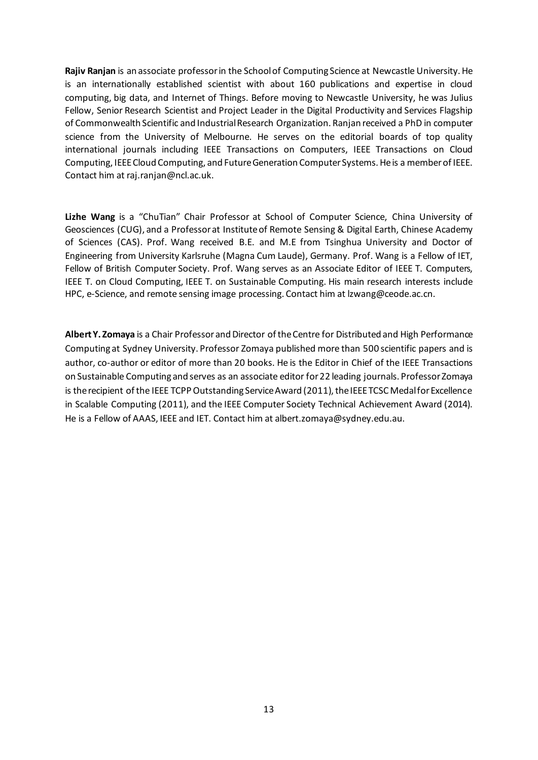**Rajiv Ranjan** is an associate professor in the School of Computing Science at Newcastle University. He is an internationally established scientist with about 160 publications and expertise in cloud computing, big data, and Internet of Things. Before moving to Newcastle University, he was Julius Fellow, Senior Research Scientist and Project Leader in the Digital Productivity and Services Flagship of Commonwealth Scientific and Industrial Research Organization. Ranjan received a PhD in computer science from the University of Melbourne. He serves on the editorial boards of top quality international journals including IEEE Transactions on Computers, IEEE Transactions on Cloud Computing, IEEE Cloud Computing, and Future Generation Computer Systems. He is a member of IEEE. Contact him at raj.ranjan@ncl.ac.uk.

**Lizhe Wang** is a "ChuTian" Chair Professor at School of Computer Science, China University of Geosciences (CUG), and a Professor at Institute of Remote Sensing & Digital Earth, Chinese Academy of Sciences (CAS). Prof. Wang received B.E. and M.E from Tsinghua University and Doctor of Engineering from University Karlsruhe (Magna Cum Laude), Germany. Prof. Wang is a Fellow of IET, Fellow of British Computer Society. Prof. Wang serves as an Associate Editor of IEEE T. Computers, IEEE T. on Cloud Computing, IEEE T. on Sustainable Computing. His main research interests include HPC, e-Science, and remote sensing image processing. Contact him at lzwang@ceode.ac.cn.

**Albert Y. Zomaya** is a Chair Professor and Director of the Centre for Distributed and High Performance Computing at Sydney University. Professor Zomaya published more than 500 scientific papers and is author, co-author or editor of more than 20 books. He is the Editor in Chief of the IEEE Transactions on Sustainable Computing and serves as an associate editor for 22 leading journals. Professor Zomaya is the recipient of the IEEE TCPP Outstanding Service Award (2011), the IEEE TCSC Medal for Excellence in Scalable Computing (2011), and the IEEE Computer Society Technical Achievement Award (2014). He is a Fellow of AAAS, IEEE and IET. Contact him at albert.zomaya@sydney.edu.au.